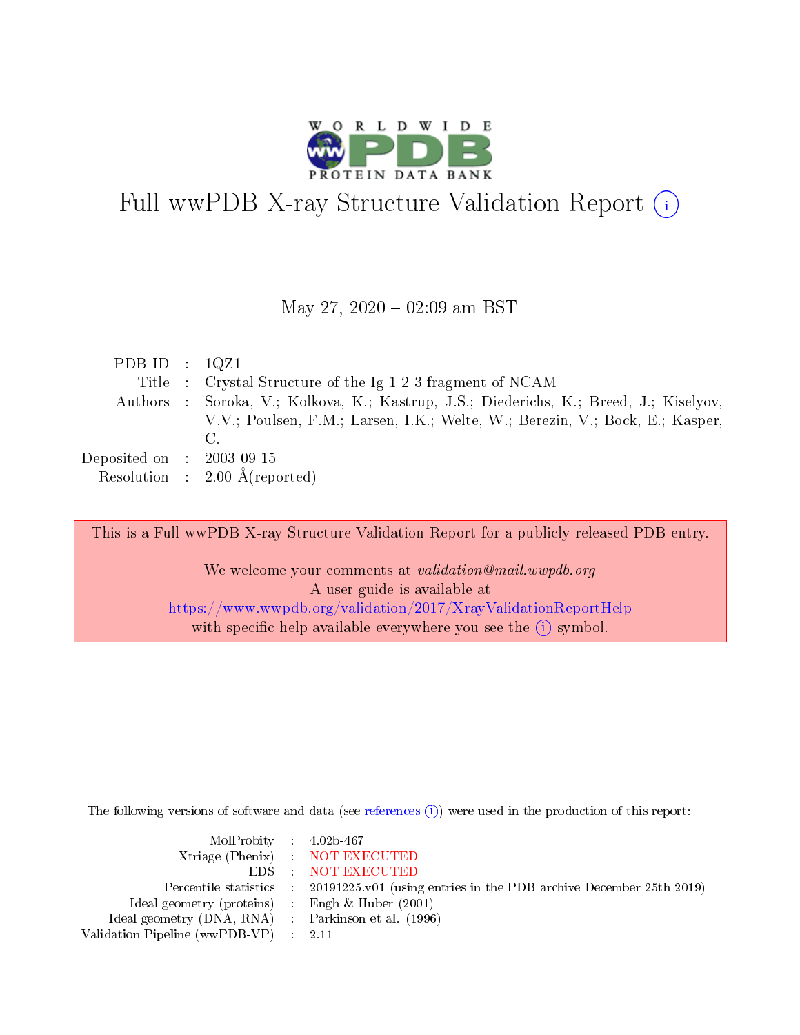# Full wwPDB X-ray Structure Validation Report (i)

May 27, 2020 – 02:09 am BST

| | | |
|---|---|---|
| PDB ID | : | 1QZ1 |
| Title | : | Crystal Structure of the Ig 1-2-3 fragment of NCAM |
| Authors | : | Soroka, V.; Kolkova, K.; Kastrup, J.S.; Diederichs, K.; Breed, J.; Kiselyov, V.V.; Poulsen, F.M.; Larsen, I.K.; Welte, W.; Berezin, V.; Bock, E.; Kasper, C. |
| Deposited on | : | 2003-09-15 |
| Resolution | : | 2.00 Å(reported) |

This is a Full wwPDB X-ray Structure Validation Report for a publicly released PDB entry.

We welcome your comments at *validation@mail.wwpdb.org*
A user guide is available at
https://www.wwpdb.org/validation/2017/XrayValidationReportHelp
with specific help available everywhere you see the (i) symbol.

The following versions of software and data (see references (i)) were used in the production of this report:

| | | |
|---|---|---|
| MolProbity | : | 4.02b-467 |
| Xtriage (Phenix) | : | NOT EXECUTED |
| EDS | : | NOT EXECUTED |
| Percentile statistics | : | 20191225.v01 (using entries in the PDB archive December 25th 2019) |
| Ideal geometry (proteins) | : | Engh & Huber (2001) |
| Ideal geometry (DNA, RNA) | : | Parkinson et al. (1996) |
| Validation Pipeline (wwPDB-VP) | : | 2.11 |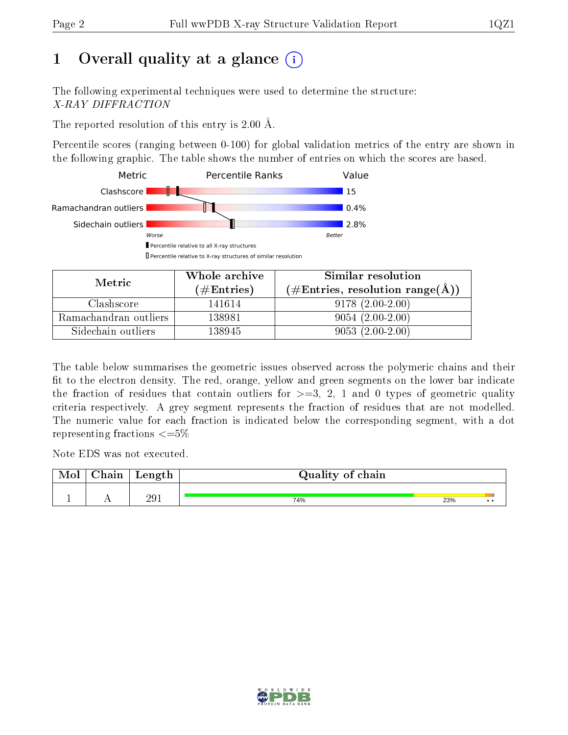# 1 Overall quality at a glance (i)

The following experimental techniques were used to determine the structure:
*X-RAY DIFFRACTION*

The reported resolution of this entry is 2.00 Å.

Percentile scores (ranging between 0-100) for global validation metrics of the entry are shown in the following graphic. The table shows the number of entries on which the scores are based.

| Metric | Percentile Ranks | Value |
|---|---|---|
| Clashscore | | 15 |
| Ramachandran outliers | | 0.4% |
| Sidechain outliers | | 2.8% |

Worse — Better

▮ Percentile relative to all X-ray structures
▯ Percentile relative to X-ray structures of similar resolution

| Metric | Whole archive (#Entries) | Similar resolution (#Entries, resolution range(Å)) |
|---|---|---|
| Clashscore | 141614 | 9178 (2.00-2.00) |
| Ramachandran outliers | 138981 | 9054 (2.00-2.00) |
| Sidechain outliers | 138945 | 9053 (2.00-2.00) |

The table below summarises the geometric issues observed across the polymeric chains and their fit to the electron density. The red, orange, yellow and green segments on the lower bar indicate the fraction of residues that contain outliers for >=3, 2, 1 and 0 types of geometric quality criteria respectively. A grey segment represents the fraction of residues that are not modelled. The numeric value for each fraction is indicated below the corresponding segment, with a dot representing fractions <=5%

Note EDS was not executed.

| Mol | Chain | Length | Quality of chain |
|---|---|---|---|
| 1 | A | 291 | 74% 23% • • |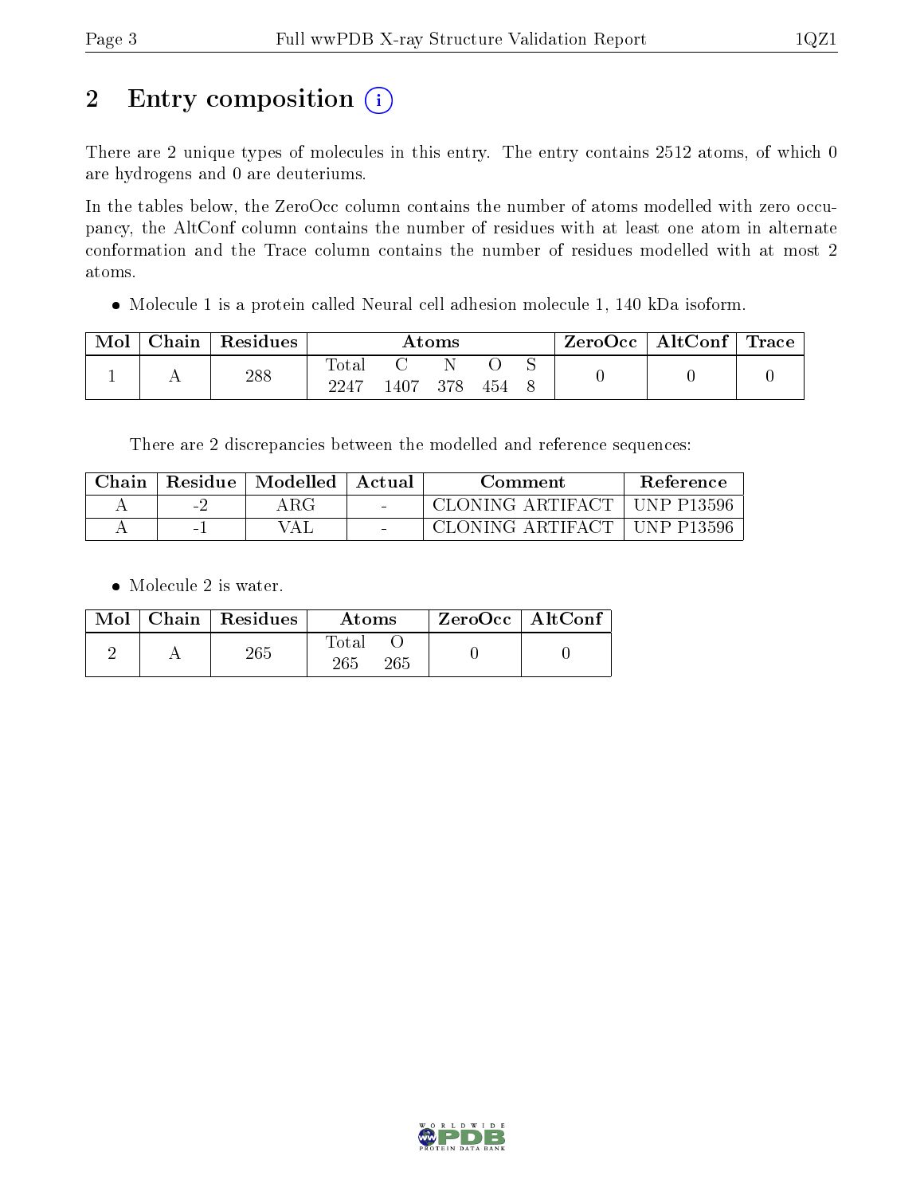# 2 Entry composition

There are 2 unique types of molecules in this entry. The entry contains 2512 atoms, of which 0 are hydrogens and 0 are deuteriums.

In the tables below, the ZeroOcc column contains the number of atoms modelled with zero occupancy, the AltConf column contains the number of residues with at least one atom in alternate conformation and the Trace column contains the number of residues modelled with at most 2 atoms.

- Molecule 1 is a protein called Neural cell adhesion molecule 1, 140 kDa isoform.

| Mol | Chain | Residues | Atoms | | | | | ZeroOcc | AltConf | Trace |
|---|---|---|---|---|---|---|---|---|---|---|
| | | | Total | C | N | O | S | | | |
| 1 | A | 288 | 2247 | 1407 | 378 | 454 | 8 | 0 | 0 | 0 |

There are 2 discrepancies between the modelled and reference sequences:

| Chain | Residue | Modelled | Actual | Comment | Reference |
|---|---|---|---|---|---|
| A | -2 | ARG | - | CLONING ARTIFACT | UNP P13596 |
| A | -1 | VAL | - | CLONING ARTIFACT | UNP P13596 |

- Molecule 2 is water.

| Mol | Chain | Residues | Atoms | | ZeroOcc | AltConf |
|---|---|---|---|---|---|---|
| | | | Total | O | | |
| 2 | A | 265 | 265 | 265 | 0 | 0 |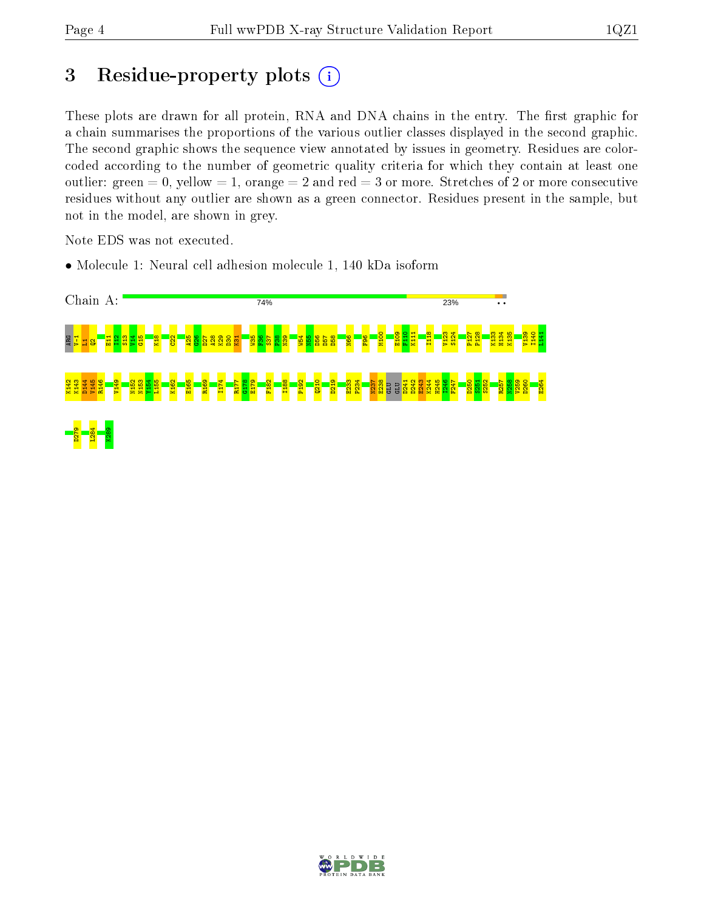# 3 Residue-property plots

These plots are drawn for all protein, RNA and DNA chains in the entry. The first graphic for a chain summarises the proportions of the various outlier classes displayed in the second graphic. The second graphic shows the sequence view annotated by issues in geometry. Residues are color-coded according to the number of geometric quality criteria for which they contain at least one outlier: green = 0, yellow = 1, orange = 2 and red = 3 or more. Stretches of 2 or more consecutive residues without any outlier are shown as a green connector. Residues present in the sample, but not in the model, are shown in grey.

Note EDS was not executed.

- Molecule 1: Neural cell adhesion molecule 1, 140 kDa isoform

Chain A: 74% 23% • •

ARG V-1 L1 Q2 E11 I12 S13 V14 G15 K18 C22 A25 G26 D27 A28 K29 D30 K31 W35 F36 S37 P38 N39 W54 N55 D56 D57 D58 N66 F96 M100 E109 F110 K111 I118 V123 S124 P127 P128 K133 H134 K135 V139 I140 I141

K142 K143 D144 V145 R146 V149 N152 N153 Y154 L155 K162 E165 R169 I174 R177 G178 E179 F182 I188 P192 Q210 D219 E233 P234 N237 E238 GLU GLU D241 D242 E243 K244 H245 I246 F247 D250 S251 S252 R257 N258 V259 D260 E264

D279 L284 K289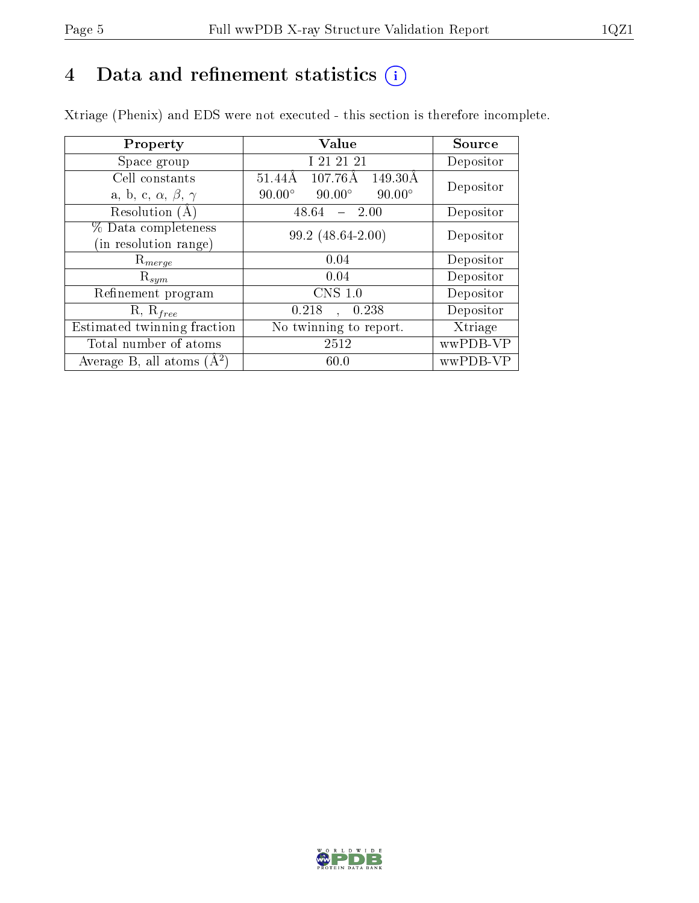# 4 Data and refinement statistics (i)

Xtriage (Phenix) and EDS were not executed - this section is therefore incomplete.

| Property | Value | Source |
|---|---|---|
| Space group | I 21 21 21 | Depositor |
| Cell constants<br>a, b, c, $\alpha$, $\beta$, $\gamma$ | 51.44Å 107.76Å 149.30Å<br>90.00° 90.00° 90.00° | Depositor |
| Resolution (Å) | 48.64 – 2.00 | Depositor |
| % Data completeness<br>(in resolution range) | 99.2 (48.64-2.00) | Depositor |
| $R_{merge}$ | 0.04 | Depositor |
| $R_{sym}$ | 0.04 | Depositor |
| Refinement program | CNS 1.0 | Depositor |
| R, $R_{free}$ | 0.218 , 0.238 | Depositor |
| Estimated twinning fraction | No twinning to report. | Xtriage |
| Total number of atoms | 2512 | wwPDB-VP |
| Average B, all atoms (Å$^2$) | 60.0 | wwPDB-VP |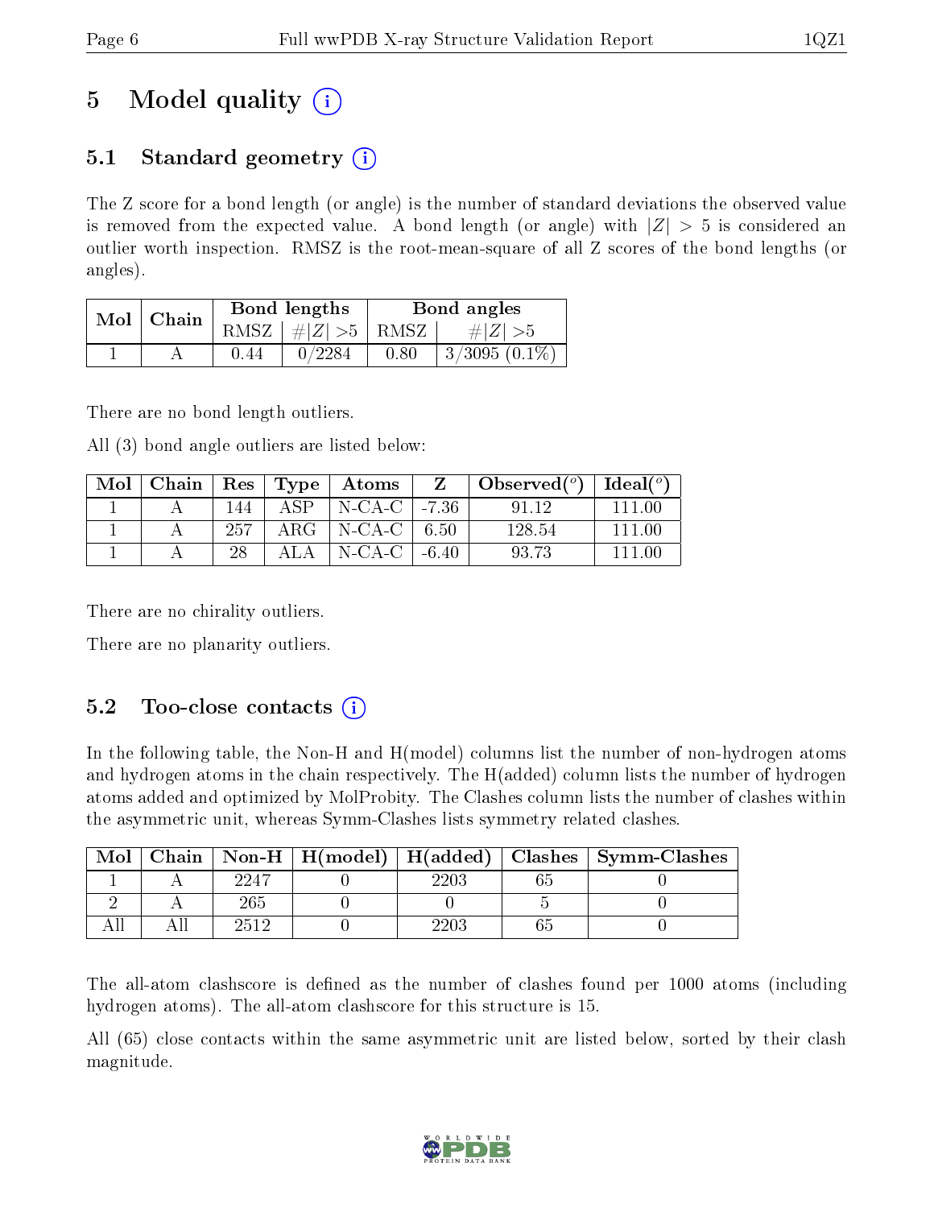# 5 Model quality

## 5.1 Standard geometry

The Z score for a bond length (or angle) is the number of standard deviations the observed value is removed from the expected value. A bond length (or angle) with $|Z| > 5$ is considered an outlier worth inspection. RMSZ is the root-mean-square of all Z scores of the bond lengths (or angles).

| Mol | Chain | Bond lengths | | Bond angles | |
|---|---|---|---|---|---|
| | | RMSZ | $\#\|Z\| > 5$ | RMSZ | $\#\|Z\| > 5$ |
| 1 | A | 0.44 | 0/2284 | 0.80 | 3/3095 (0.1%) |

There are no bond length outliers.

All (3) bond angle outliers are listed below:

| Mol | Chain | Res | Type | Atoms | Z | Observed(°) | Ideal(°) |
|---|---|---|---|---|---|---|---|
| 1 | A | 144 | ASP | N-CA-C | -7.36 | 91.12 | 111.00 |
| 1 | A | 257 | ARG | N-CA-C | 6.50 | 128.54 | 111.00 |
| 1 | A | 28 | ALA | N-CA-C | -6.40 | 93.73 | 111.00 |

There are no chirality outliers.

There are no planarity outliers.

## 5.2 Too-close contacts

In the following table, the Non-H and H(model) columns list the number of non-hydrogen atoms and hydrogen atoms in the chain respectively. The H(added) column lists the number of hydrogen atoms added and optimized by MolProbity. The Clashes column lists the number of clashes within the asymmetric unit, whereas Symm-Clashes lists symmetry related clashes.

| Mol | Chain | Non-H | H(model) | H(added) | Clashes | Symm-Clashes |
|---|---|---|---|---|---|---|
| 1 | A | 2247 | 0 | 2203 | 65 | 0 |
| 2 | A | 265 | 0 | 0 | 5 | 0 |
| All | All | 2512 | 0 | 2203 | 65 | 0 |

The all-atom clashscore is defined as the number of clashes found per 1000 atoms (including hydrogen atoms). The all-atom clashscore for this structure is 15.

All (65) close contacts within the same asymmetric unit are listed below, sorted by their clash magnitude.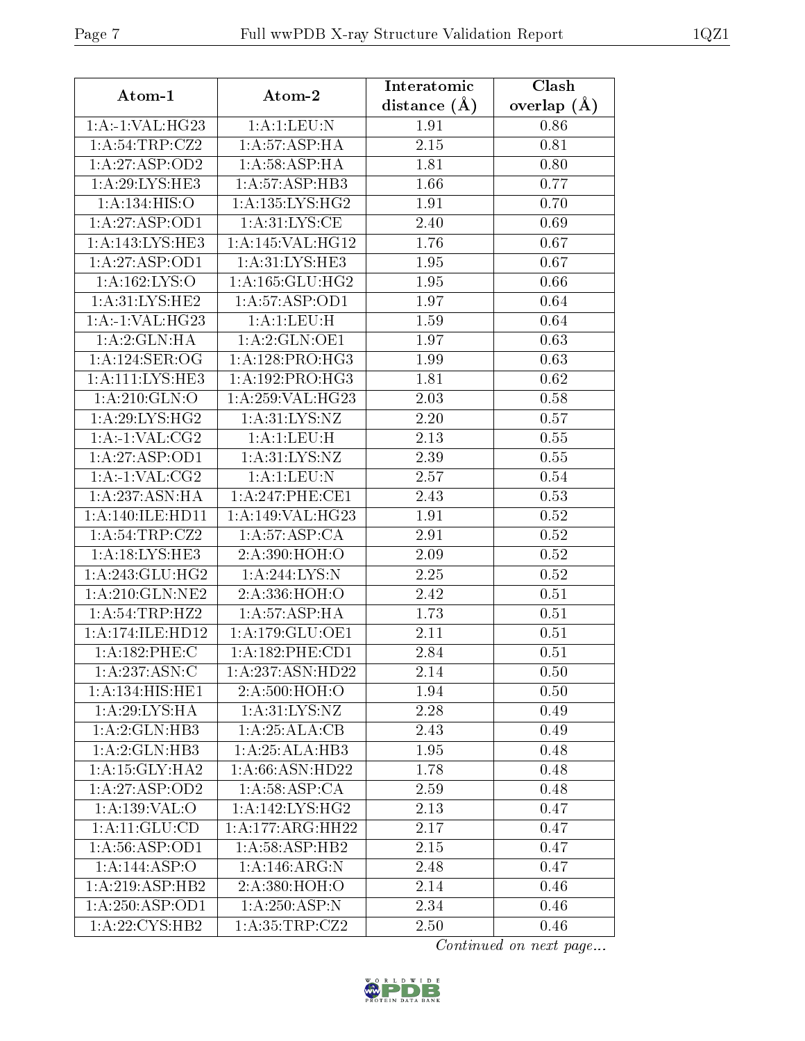| Atom-1 | Atom-2 | Interatomic distance (Å) | Clash overlap (Å) |
|---|---|---|---|
| 1:A:-1:VAL:HG23 | 1:A:1:LEU:N | 1.91 | 0.86 |
| 1:A:54:TRP:CZ2 | 1:A:57:ASP:HA | 2.15 | 0.81 |
| 1:A:27:ASP:OD2 | 1:A:58:ASP:HA | 1.81 | 0.80 |
| 1:A:29:LYS:HE3 | 1:A:57:ASP:HB3 | 1.66 | 0.77 |
| 1:A:134:HIS:O | 1:A:135:LYS:HG2 | 1.91 | 0.70 |
| 1:A:27:ASP:OD1 | 1:A:31:LYS:CE | 2.40 | 0.69 |
| 1:A:143:LYS:HE3 | 1:A:145:VAL:HG12 | 1.76 | 0.67 |
| 1:A:27:ASP:OD1 | 1:A:31:LYS:HE3 | 1.95 | 0.67 |
| 1:A:162:LYS:O | 1:A:165:GLU:HG2 | 1.95 | 0.66 |
| 1:A:31:LYS:HE2 | 1:A:57:ASP:OD1 | 1.97 | 0.64 |
| 1:A:-1:VAL:HG23 | 1:A:1:LEU:H | 1.59 | 0.64 |
| 1:A:2:GLN:HA | 1:A:2:GLN:OE1 | 1.97 | 0.63 |
| 1:A:124:SER:OG | 1:A:128:PRO:HG3 | 1.99 | 0.63 |
| 1:A:111:LYS:HE3 | 1:A:192:PRO:HG3 | 1.81 | 0.62 |
| 1:A:210:GLN:O | 1:A:259:VAL:HG23 | 2.03 | 0.58 |
| 1:A:29:LYS:HG2 | 1:A:31:LYS:NZ | 2.20 | 0.57 |
| 1:A:-1:VAL:CG2 | 1:A:1:LEU:H | 2.13 | 0.55 |
| 1:A:27:ASP:OD1 | 1:A:31:LYS:NZ | 2.39 | 0.55 |
| 1:A:-1:VAL:CG2 | 1:A:1:LEU:N | 2.57 | 0.54 |
| 1:A:237:ASN:HA | 1:A:247:PHE:CE1 | 2.43 | 0.53 |
| 1:A:140:ILE:HD11 | 1:A:149:VAL:HG23 | 1.91 | 0.52 |
| 1:A:54:TRP:CZ2 | 1:A:57:ASP:CA | 2.91 | 0.52 |
| 1:A:18:LYS:HE3 | 2:A:390:HOH:O | 2.09 | 0.52 |
| 1:A:243:GLU:HG2 | 1:A:244:LYS:N | 2.25 | 0.52 |
| 1:A:210:GLN:NE2 | 2:A:336:HOH:O | 2.42 | 0.51 |
| 1:A:54:TRP:HZ2 | 1:A:57:ASP:HA | 1.73 | 0.51 |
| 1:A:174:ILE:HD12 | 1:A:179:GLU:OE1 | 2.11 | 0.51 |
| 1:A:182:PHE:C | 1:A:182:PHE:CD1 | 2.84 | 0.51 |
| 1:A:237:ASN:C | 1:A:237:ASN:HD22 | 2.14 | 0.50 |
| 1:A:134:HIS:HE1 | 2:A:500:HOH:O | 1.94 | 0.50 |
| 1:A:29:LYS:HA | 1:A:31:LYS:NZ | 2.28 | 0.49 |
| 1:A:2:GLN:HB3 | 1:A:25:ALA:CB | 2.43 | 0.49 |
| 1:A:2:GLN:HB3 | 1:A:25:ALA:HB3 | 1.95 | 0.48 |
| 1:A:15:GLY:HA2 | 1:A:66:ASN:HD22 | 1.78 | 0.48 |
| 1:A:27:ASP:OD2 | 1:A:58:ASP:CA | 2.59 | 0.48 |
| 1:A:139:VAL:O | 1:A:142:LYS:HG2 | 2.13 | 0.47 |
| 1:A:11:GLU:CD | 1:A:177:ARG:HH22 | 2.17 | 0.47 |
| 1:A:56:ASP:OD1 | 1:A:58:ASP:HB2 | 2.15 | 0.47 |
| 1:A:144:ASP:O | 1:A:146:ARG:N | 2.48 | 0.47 |
| 1:A:219:ASP:HB2 | 2:A:380:HOH:O | 2.14 | 0.46 |
| 1:A:250:ASP:OD1 | 1:A:250:ASP:N | 2.34 | 0.46 |
| 1:A:22:CYS:HB2 | 1:A:35:TRP:CZ2 | 2.50 | 0.46 |

*Continued on next page...*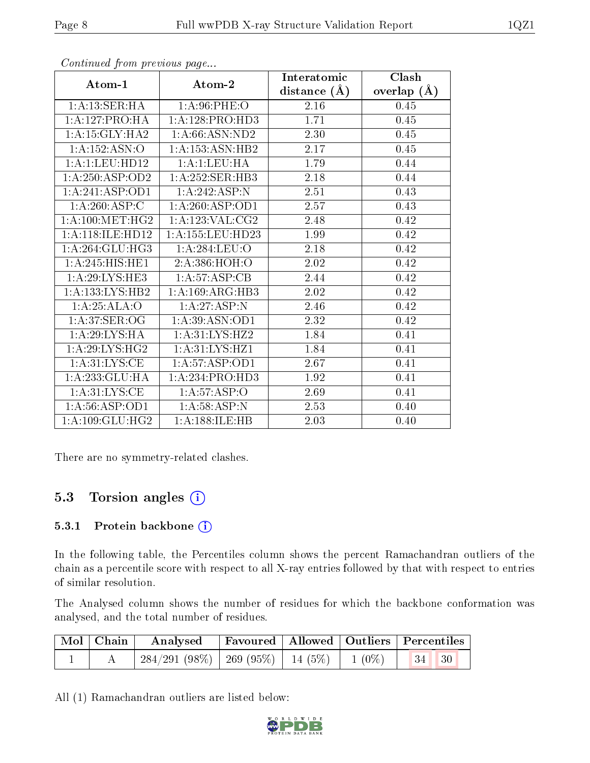*Continued from previous page...*

| Atom-1 | Atom-2 | Interatomic distance (Å) | Clash overlap (Å) |
|---|---|---|---|
| 1:A:13:SER:HA | 1:A:96:PHE:O | 2.16 | 0.45 |
| 1:A:127:PRO:HA | 1:A:128:PRO:HD3 | 1.71 | 0.45 |
| 1:A:15:GLY:HA2 | 1:A:66:ASN:ND2 | 2.30 | 0.45 |
| 1:A:152:ASN:O | 1:A:153:ASN:HB2 | 2.17 | 0.45 |
| 1:A:1:LEU:HD12 | 1:A:1:LEU:HA | 1.79 | 0.44 |
| 1:A:250:ASP:OD2 | 1:A:252:SER:HB3 | 2.18 | 0.44 |
| 1:A:241:ASP:OD1 | 1:A:242:ASP:N | 2.51 | 0.43 |
| 1:A:260:ASP:C | 1:A:260:ASP:OD1 | 2.57 | 0.43 |
| 1:A:100:MET:HG2 | 1:A:123:VAL:CG2 | 2.48 | 0.42 |
| 1:A:118:ILE:HD12 | 1:A:155:LEU:HD23 | 1.99 | 0.42 |
| 1:A:264:GLU:HG3 | 1:A:284:LEU:O | 2.18 | 0.42 |
| 1:A:245:HIS:HE1 | 2:A:386:HOH:O | 2.02 | 0.42 |
| 1:A:29:LYS:HE3 | 1:A:57:ASP:CB | 2.44 | 0.42 |
| 1:A:133:LYS:HB2 | 1:A:169:ARG:HB3 | 2.02 | 0.42 |
| 1:A:25:ALA:O | 1:A:27:ASP:N | 2.46 | 0.42 |
| 1:A:37:SER:OG | 1:A:39:ASN:OD1 | 2.32 | 0.42 |
| 1:A:29:LYS:HA | 1:A:31:LYS:HZ2 | 1.84 | 0.41 |
| 1:A:29:LYS:HG2 | 1:A:31:LYS:HZ1 | 1.84 | 0.41 |
| 1:A:31:LYS:CE | 1:A:57:ASP:OD1 | 2.67 | 0.41 |
| 1:A:233:GLU:HA | 1:A:234:PRO:HD3 | 1.92 | 0.41 |
| 1:A:31:LYS:CE | 1:A:57:ASP:O | 2.69 | 0.41 |
| 1:A:56:ASP:OD1 | 1:A:58:ASP:N | 2.53 | 0.40 |
| 1:A:109:GLU:HG2 | 1:A:188:ILE:HB | 2.03 | 0.40 |

There are no symmetry-related clashes.

## 5.3 Torsion angles

### 5.3.1 Protein backbone

In the following table, the Percentiles column shows the percent Ramachandran outliers of the chain as a percentile score with respect to all X-ray entries followed by that with respect to entries of similar resolution.

The Analysed column shows the number of residues for which the backbone conformation was analysed, and the total number of residues.

| Mol | Chain | Analysed | Favoured | Allowed | Outliers | Percentiles | |
|---|---|---|---|---|---|---|---|
| 1 | A | 284/291 (98%) | 269 (95%) | 14 (5%) | 1 (0%) | 34 | 30 |

All (1) Ramachandran outliers are listed below: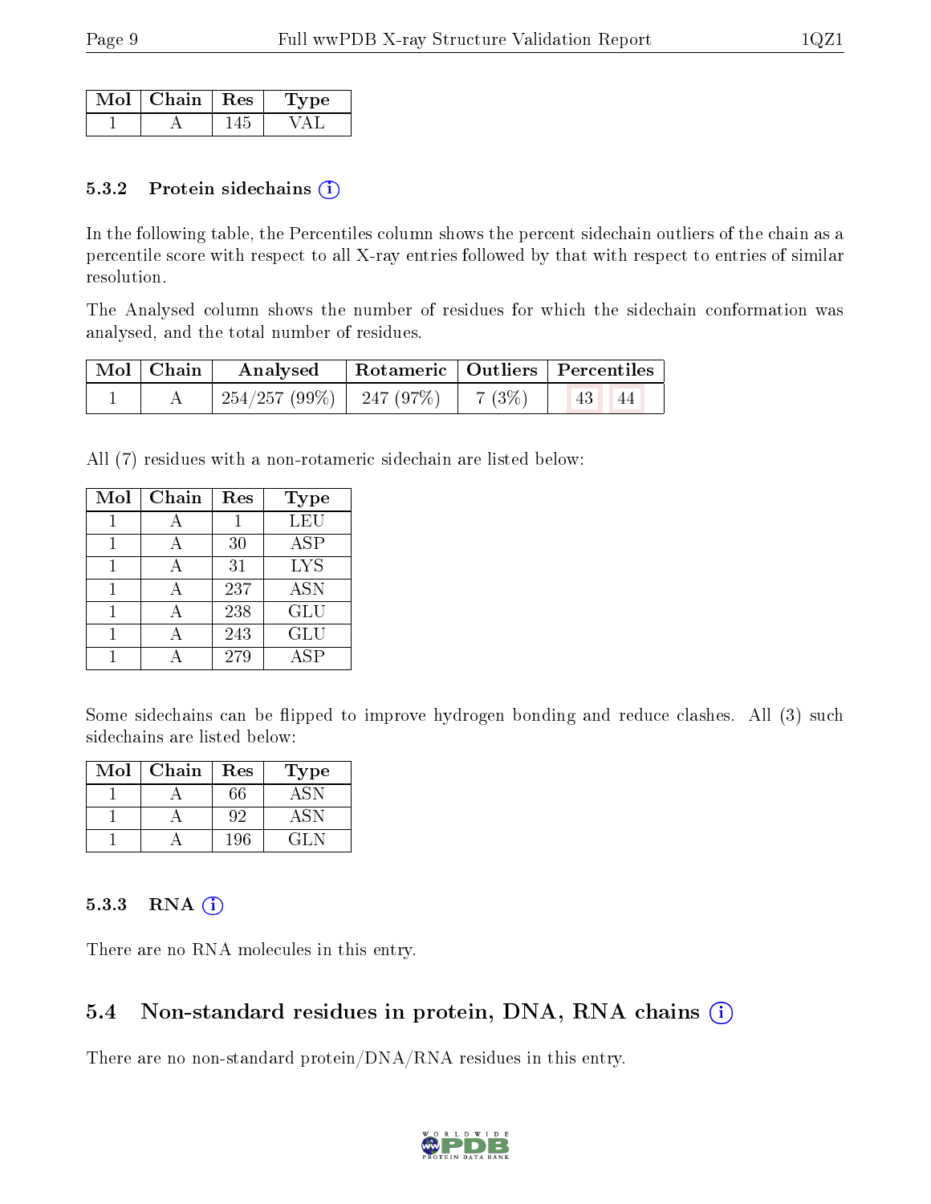| Mol | Chain | Res | Type |
| --- | --- | --- | --- |
| 1 | A | 145 | VAL |

#### 5.3.2 Protein sidechains (i)

In the following table, the Percentiles column shows the percent sidechain outliers of the chain as a percentile score with respect to all X-ray entries followed by that with respect to entries of similar resolution.

The Analysed column shows the number of residues for which the sidechain conformation was analysed, and the total number of residues.

| Mol | Chain | Analysed | Rotameric | Outliers | Percentiles |
| --- | --- | --- | --- | --- | --- |
| 1 | A | 254/257 (99%) | 247 (97%) | 7 (3%) | 43 44 |

All (7) residues with a non-rotameric sidechain are listed below:

| Mol | Chain | Res | Type |
| --- | --- | --- | --- |
| 1 | A | 1 | LEU |
| 1 | A | 30 | ASP |
| 1 | A | 31 | LYS |
| 1 | A | 237 | ASN |
| 1 | A | 238 | GLU |
| 1 | A | 243 | GLU |
| 1 | A | 279 | ASP |

Some sidechains can be flipped to improve hydrogen bonding and reduce clashes. All (3) such sidechains are listed below:

| Mol | Chain | Res | Type |
| --- | --- | --- | --- |
| 1 | A | 66 | ASN |
| 1 | A | 92 | ASN |
| 1 | A | 196 | GLN |

#### 5.3.3 RNA (i)

There are no RNA molecules in this entry.

### 5.4 Non-standard residues in protein, DNA, RNA chains (i)

There are no non-standard protein/DNA/RNA residues in this entry.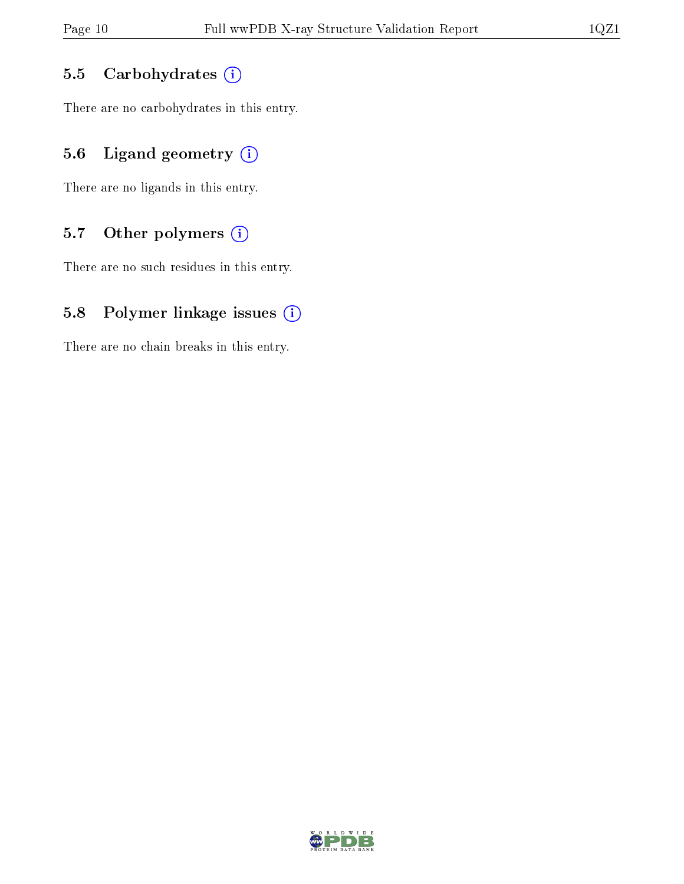### 5.5 Carbohydrates (i)

There are no carbohydrates in this entry.

### 5.6 Ligand geometry (i)

There are no ligands in this entry.

### 5.7 Other polymers (i)

There are no such residues in this entry.

### 5.8 Polymer linkage issues (i)

There are no chain breaks in this entry.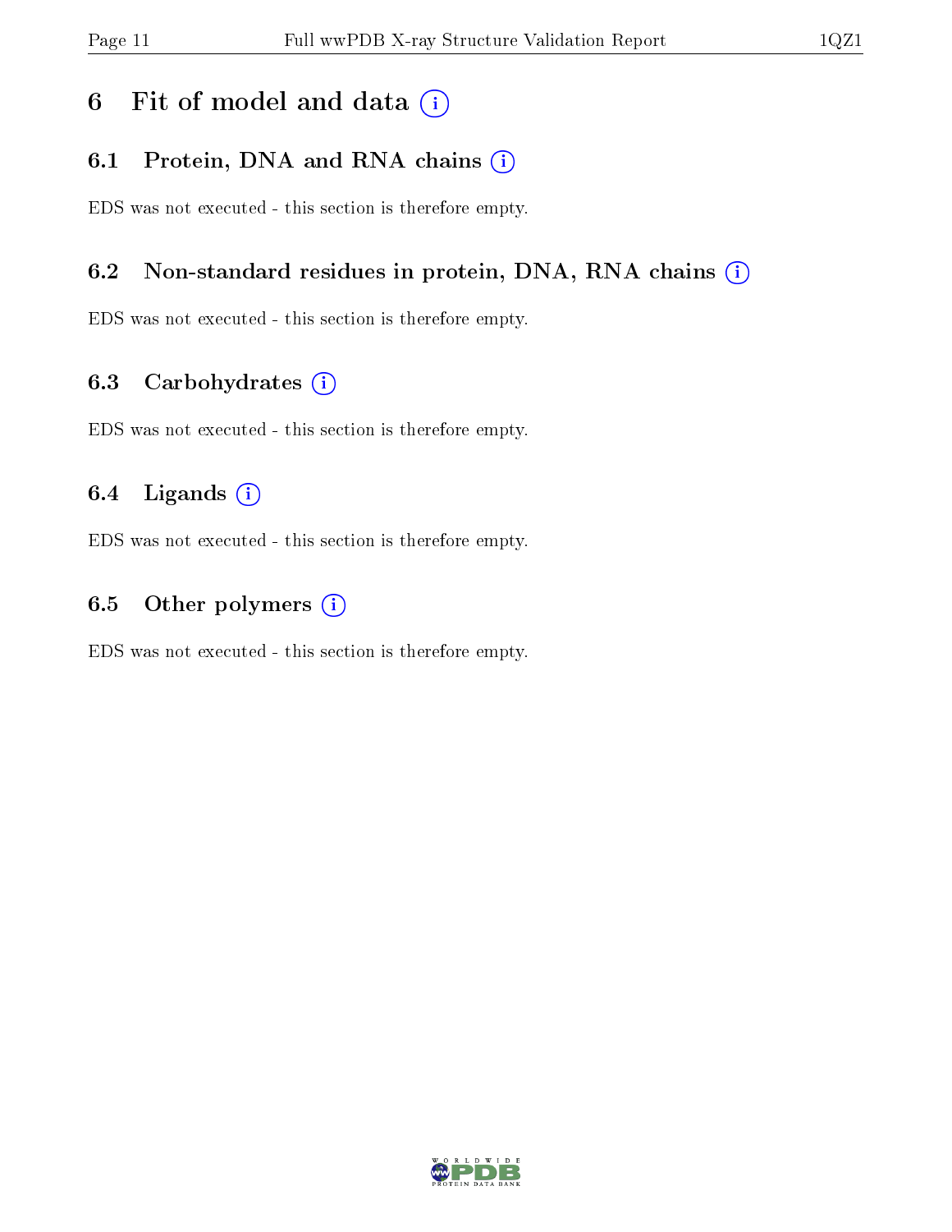# 6 Fit of model and data

## 6.1 Protein, DNA and RNA chains

EDS was not executed - this section is therefore empty.

## 6.2 Non-standard residues in protein, DNA, RNA chains

EDS was not executed - this section is therefore empty.

## 6.3 Carbohydrates

EDS was not executed - this section is therefore empty.

## 6.4 Ligands

EDS was not executed - this section is therefore empty.

## 6.5 Other polymers

EDS was not executed - this section is therefore empty.